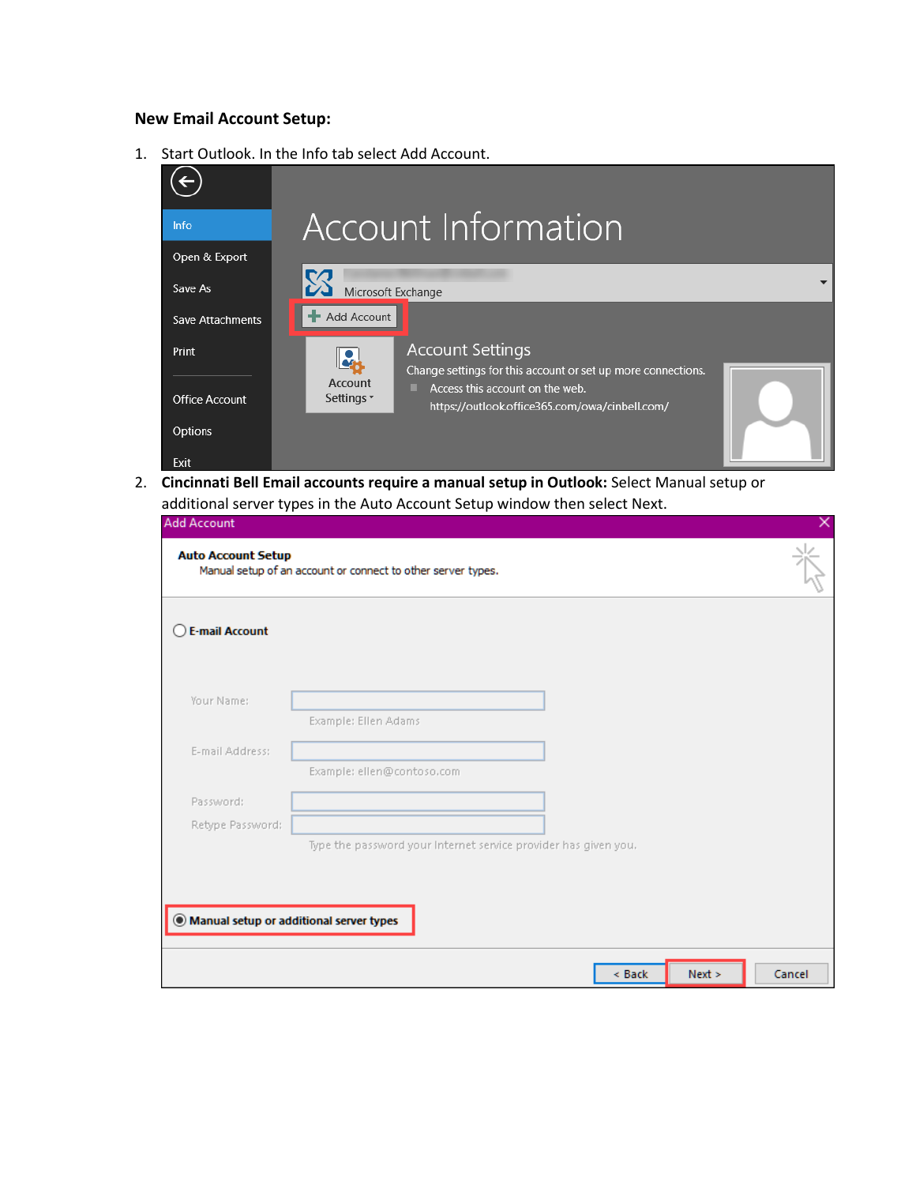**New Email Account Setup:**

1. Start Outlook. In the Info tab select Add Account.

2. **Cincinnati Bell Email accounts require a manual setup in Outlook:** Select Manual setup or additional server types in the Auto Account Setup window then select Next.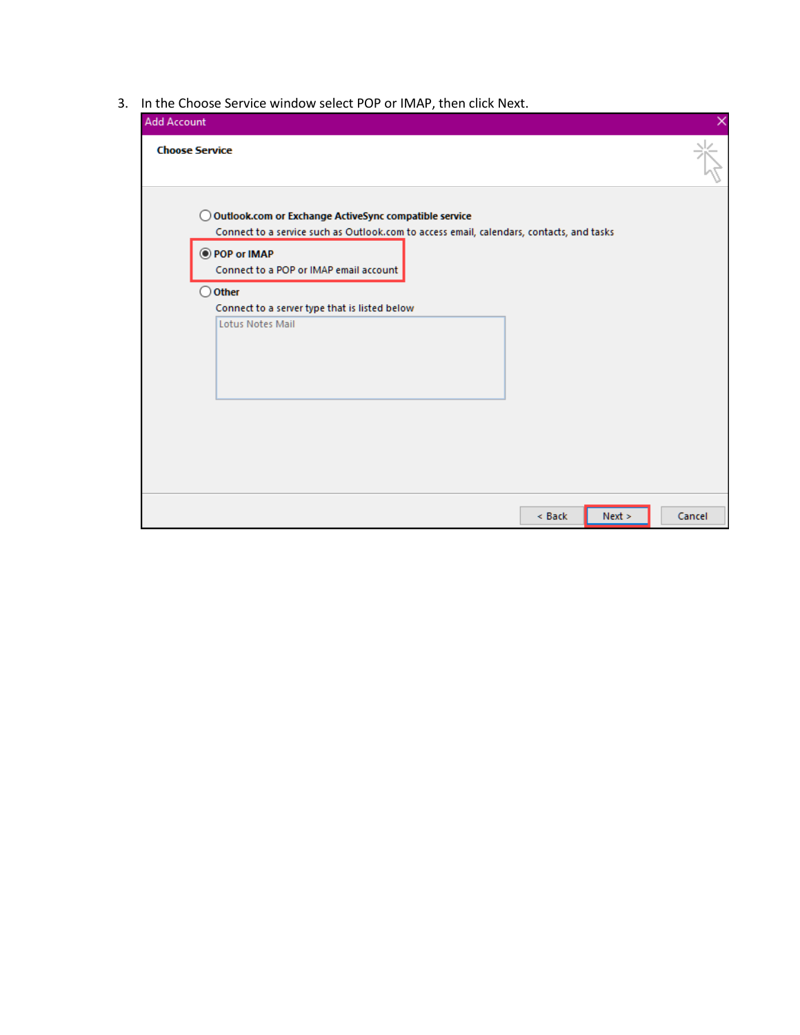3. In the Choose Service window select POP or IMAP, then click Next.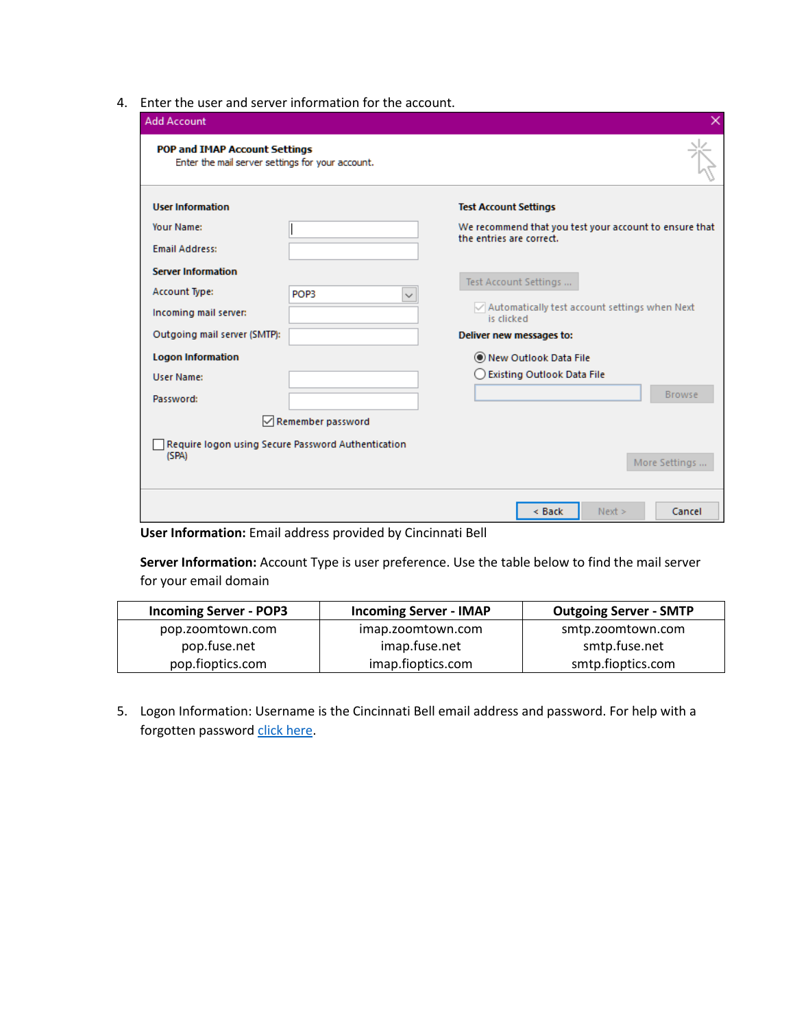4. Enter the user and server information for the account.

**User Information:** Email address provided by Cincinnati Bell

**Server Information:** Account Type is user preference. Use the table below to find the mail server for your email domain

| Incoming Server - POP3 | Incoming Server - IMAP | Outgoing Server - SMTP |
|---|---|---|
| pop.zoomtown.com | imap.zoomtown.com | smtp.zoomtown.com |
| pop.fuse.net | imap.fuse.net | smtp.fuse.net |
| pop.fioptics.com | imap.fioptics.com | smtp.fioptics.com |

5. Logon Information: Username is the Cincinnati Bell email address and password. For help with a forgotten password click here.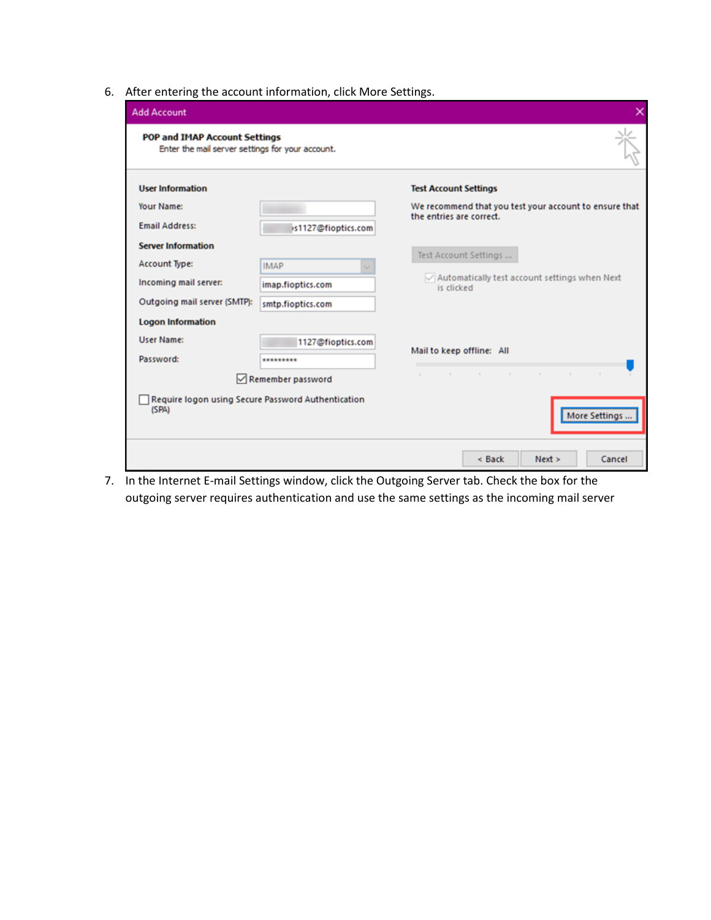6. After entering the account information, click More Settings.

7. In the Internet E-mail Settings window, click the Outgoing Server tab. Check the box for the outgoing server requires authentication and use the same settings as the incoming mail server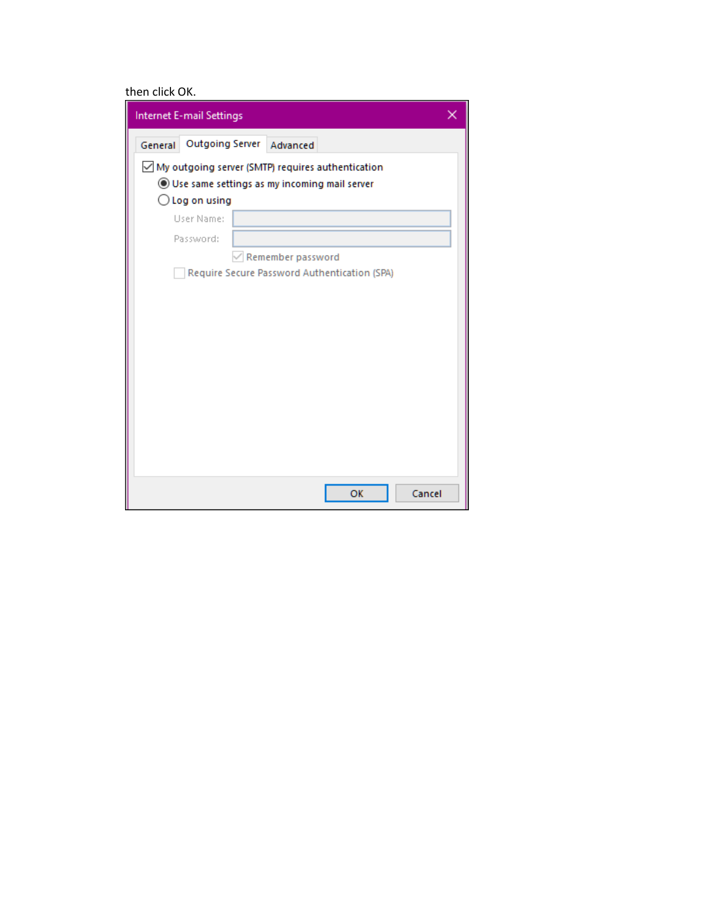then click OK.

**Internet E-mail Settings**

General | Outgoing Server | Advanced

- [x] My outgoing server (SMTP) requires authentication
  - (●) Use same settings as my incoming mail server
  - ( ) Log on using
    - User Name:
    - Password:
    - [x] Remember password
  - [ ] Require Secure Password Authentication (SPA)

OK | Cancel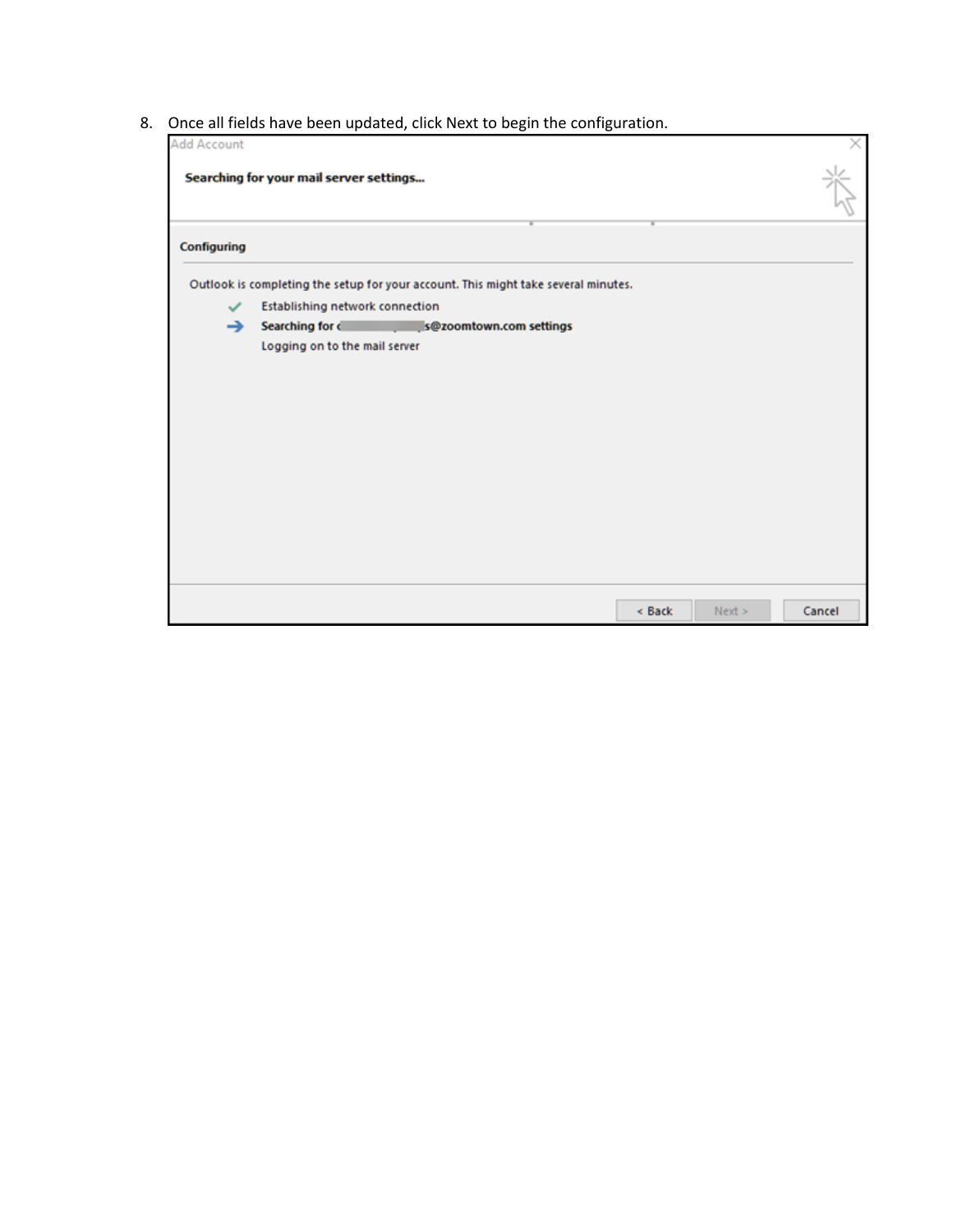8. Once all fields have been updated, click Next to begin the configuration.

Add Account

**Searching for your mail server settings...**

**Configuring**

Outlook is completing the setup for your account. This might take several minutes.

- Establishing network connection
- **Searching for [redacted]s@zoomtown.com settings**
- Logging on to the mail server

< Back | Next > | Cancel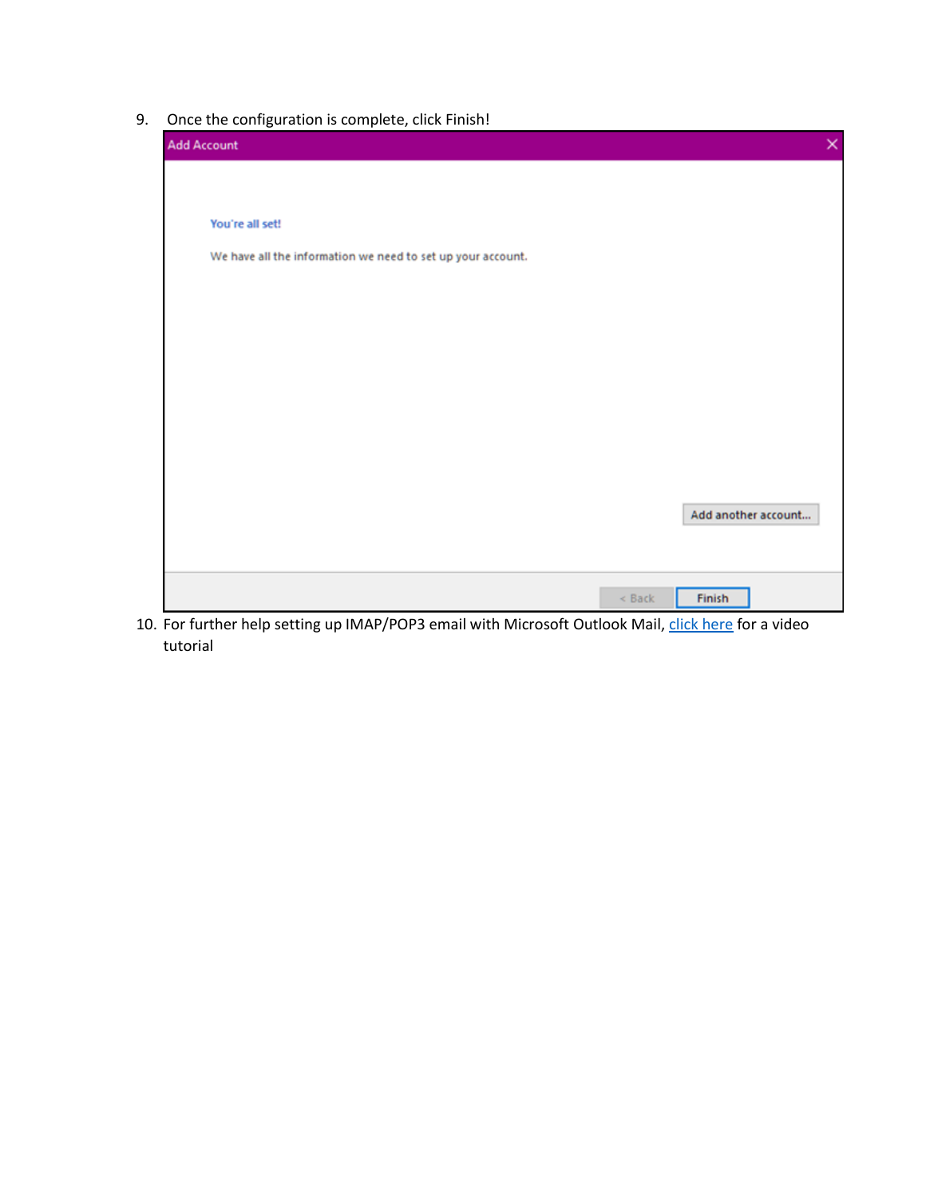9. Once the configuration is complete, click Finish!

10. For further help setting up IMAP/POP3 email with Microsoft Outlook Mail, click here for a video tutorial